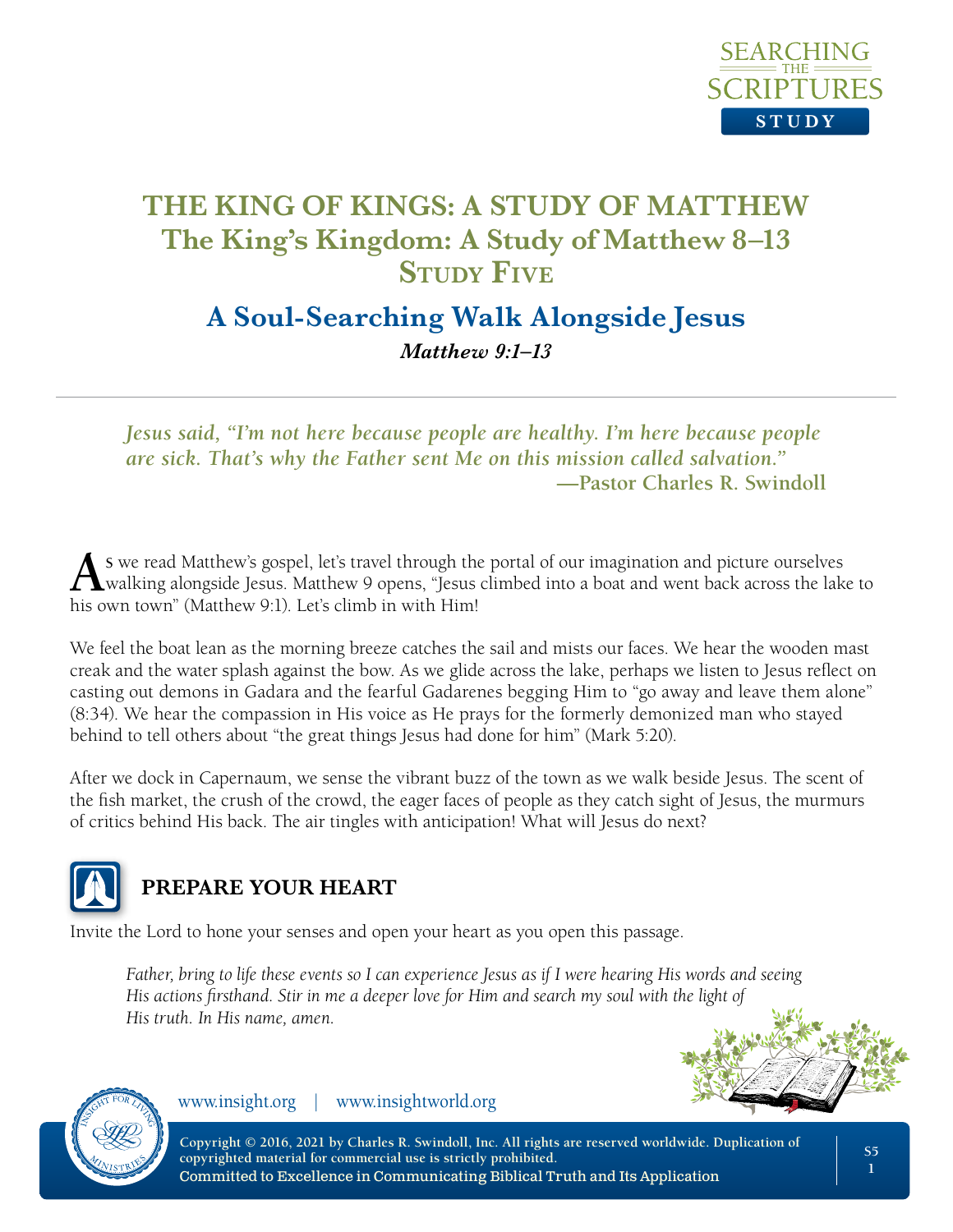# THE KING OF KINGS: A STUDY OF MATTHEW
## The King's Kingdom: A Study of Matthew 8–13
## Study Five

# A Soul-Searching Walk Alongside Jesus

***Matthew 9:1–13***

---

> ***Jesus said, "I'm not here because people are healthy. I'm here because people are sick. That's why the Father sent Me on this mission called salvation."***
>
> **—Pastor Charles R. Swindoll**

As we read Matthew's gospel, let's travel through the portal of our imagination and picture ourselves walking alongside Jesus. Matthew 9 opens, "Jesus climbed into a boat and went back across the lake to his own town" (Matthew 9:1). Let's climb in with Him!

We feel the boat lean as the morning breeze catches the sail and mists our faces. We hear the wooden mast creak and the water splash against the bow. As we glide across the lake, perhaps we listen to Jesus reflect on casting out demons in Gadara and the fearful Gadarenes begging Him to "go away and leave them alone" (8:34). We hear the compassion in His voice as He prays for the formerly demonized man who stayed behind to tell others about "the great things Jesus had done for him" (Mark 5:20).

After we dock in Capernaum, we sense the vibrant buzz of the town as we walk beside Jesus. The scent of the fish market, the crush of the crowd, the eager faces of people as they catch sight of Jesus, the murmurs of critics behind His back. The air tingles with anticipation! What will Jesus do next?

## PREPARE YOUR HEART

Invite the Lord to hone your senses and open your heart as you open this passage.

> *Father, bring to life these events so I can experience Jesus as if I were hearing His words and seeing His actions firsthand. Stir in me a deeper love for Him and search my soul with the light of His truth. In His name, amen.*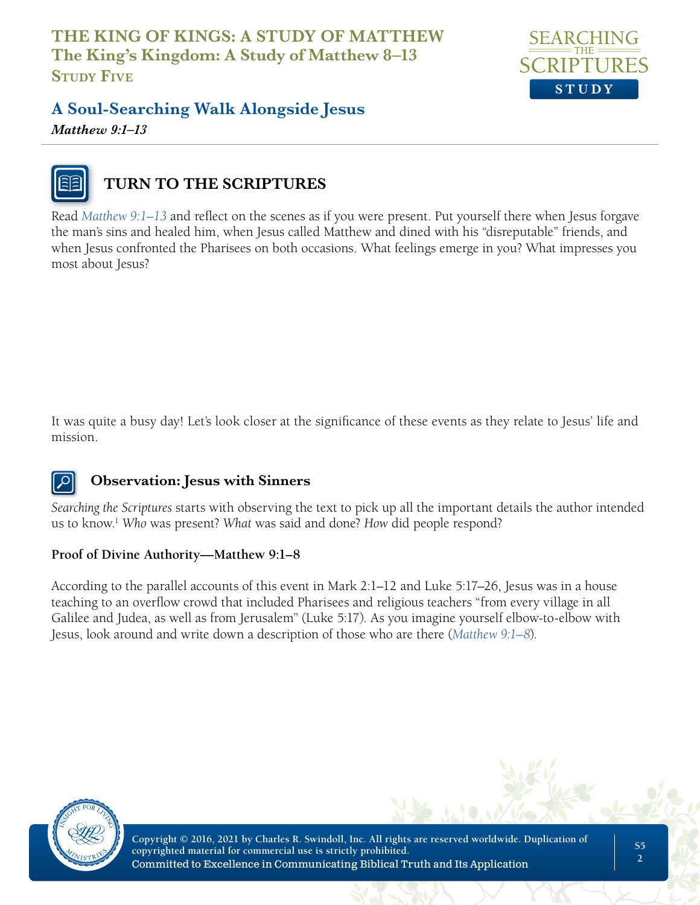# THE KING OF KINGS: A STUDY OF MATTHEW
## The King's Kingdom: A Study of Matthew 8–13
### Study Five

## A Soul-Searching Walk Alongside Jesus

*Matthew 9:1–13*

---

## TURN TO THE SCRIPTURES

Read *Matthew 9:1–13* and reflect on the scenes as if you were present. Put yourself there when Jesus forgave the man's sins and healed him, when Jesus called Matthew and dined with his "disreputable" friends, and when Jesus confronted the Pharisees on both occasions. What feelings emerge in you? What impresses you most about Jesus?

It was quite a busy day! Let's look closer at the significance of these events as they relate to Jesus' life and mission.

### Observation: Jesus with Sinners

*Searching the Scriptures* starts with observing the text to pick up all the important details the author intended us to know.[1] *Who* was present? *What* was said and done? *How* did people respond?

**Proof of Divine Authority—Matthew 9:1–8**

According to the parallel accounts of this event in Mark 2:1–12 and Luke 5:17–26, Jesus was in a house teaching to an overflow crowd that included Pharisees and religious teachers "from every village in all Galilee and Judea, as well as from Jerusalem" (Luke 5:17). As you imagine yourself elbow-to-elbow with Jesus, look around and write down a description of those who are there (*Matthew 9:1–8*).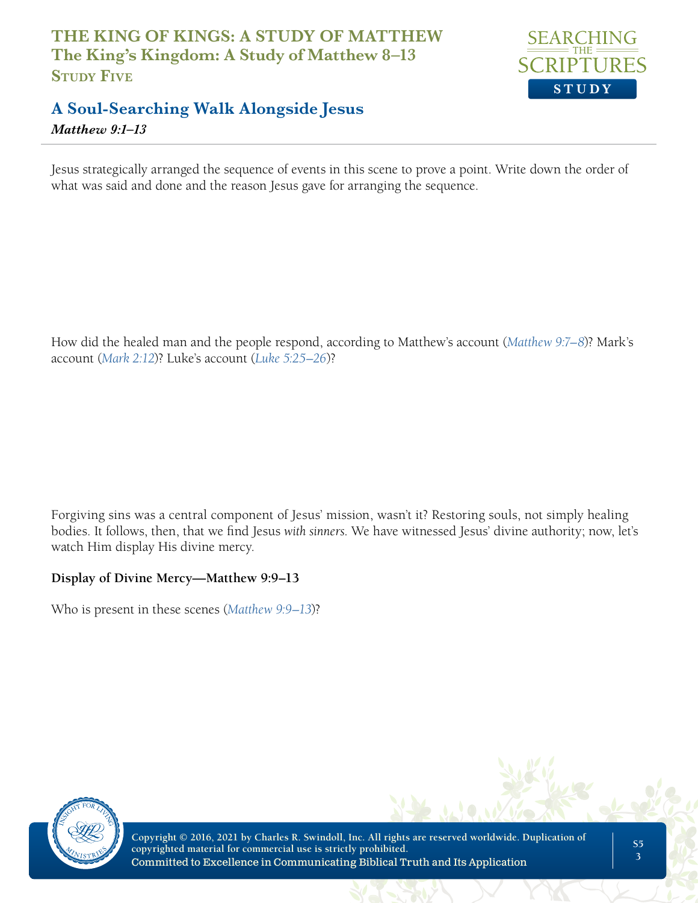# THE KING OF KINGS: A STUDY OF MATTHEW
## The King's Kingdom: A Study of Matthew 8–13
### Study Five

## A Soul-Searching Walk Alongside Jesus
***Matthew 9:1–13***

Jesus strategically arranged the sequence of events in this scene to prove a point. Write down the order of what was said and done and the reason Jesus gave for arranging the sequence.

How did the healed man and the people respond, according to Matthew's account (Matthew 9:7–8)? Mark's account (Mark 2:12)? Luke's account (Luke 5:25–26)?

Forgiving sins was a central component of Jesus' mission, wasn't it? Restoring souls, not simply healing bodies. It follows, then, that we find Jesus *with sinners*. We have witnessed Jesus' divine authority; now, let's watch Him display His divine mercy.

**Display of Divine Mercy—Matthew 9:9–13**

Who is present in these scenes (Matthew 9:9–13)?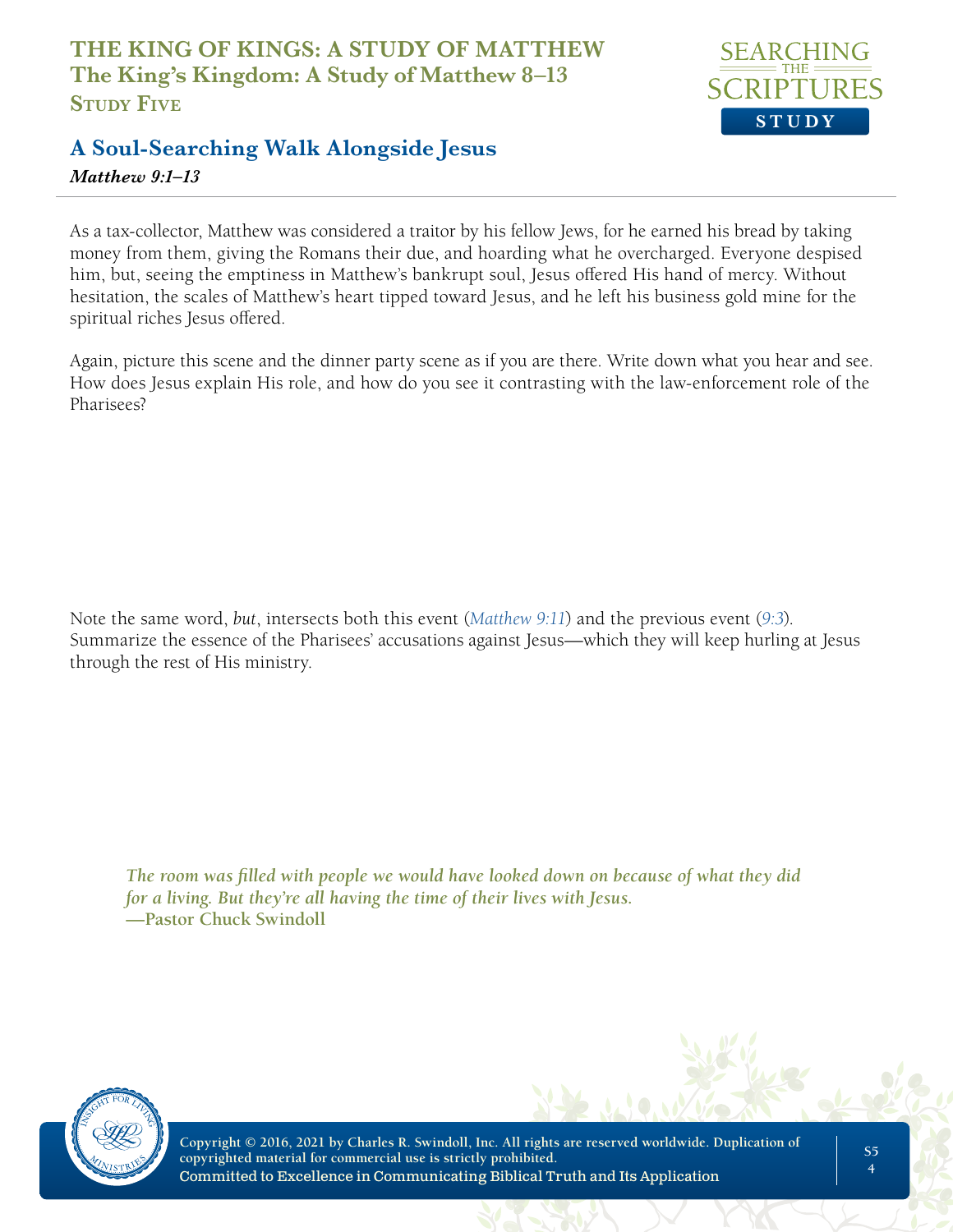## A Soul-Searching Walk Alongside Jesus

*Matthew 9:1–13*

As a tax-collector, Matthew was considered a traitor by his fellow Jews, for he earned his bread by taking money from them, giving the Romans their due, and hoarding what he overcharged. Everyone despised him, but, seeing the emptiness in Matthew's bankrupt soul, Jesus offered His hand of mercy. Without hesitation, the scales of Matthew's heart tipped toward Jesus, and he left his business gold mine for the spiritual riches Jesus offered.

Again, picture this scene and the dinner party scene as if you are there. Write down what you hear and see. How does Jesus explain His role, and how do you see it contrasting with the law-enforcement role of the Pharisees?

Note the same word, *but*, intersects both this event (*Matthew 9:11*) and the previous event (*9:3*). Summarize the essence of the Pharisees' accusations against Jesus—which they will keep hurling at Jesus through the rest of His ministry.

> ***The room was filled with people we would have looked down on because of what they did for a living. But they're all having the time of their lives with Jesus.***
> **—Pastor Chuck Swindoll**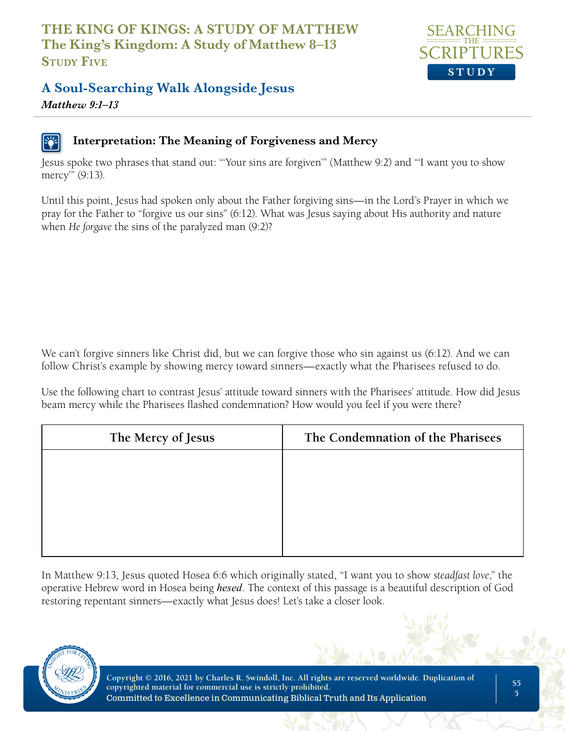# THE KING OF KINGS: A STUDY OF MATTHEW
## The King's Kingdom: A Study of Matthew 8–13
### Study Five

## A Soul-Searching Walk Alongside Jesus

***Matthew 9:1–13***

### Interpretation: The Meaning of Forgiveness and Mercy

Jesus spoke two phrases that stand out: "'Your sins are forgiven'" (Matthew 9:2) and "'I want you to show mercy'" (9:13).

Until this point, Jesus had spoken only about the Father forgiving sins—in the Lord's Prayer in which we pray for the Father to "forgive us our sins" (6:12). What was Jesus saying about His authority and nature when *He forgave* the sins of the paralyzed man (9:2)?

We can't forgive sinners like Christ did, but we can forgive those who sin against us (6:12). And we can follow Christ's example by showing mercy toward sinners—exactly what the Pharisees refused to do.

Use the following chart to contrast Jesus' attitude toward sinners with the Pharisees' attitude. How did Jesus beam mercy while the Pharisees flashed condemnation? How would you feel if you were there?

| The Mercy of Jesus | The Condemnation of the Pharisees |
|---|---|
| | |

In Matthew 9:13, Jesus quoted Hosea 6:6 which originally stated, "I want you to show *steadfast love*," the operative Hebrew word in Hosea being ***hesed***. The context of this passage is a beautiful description of God restoring repentant sinners—exactly what Jesus does! Let's take a closer look.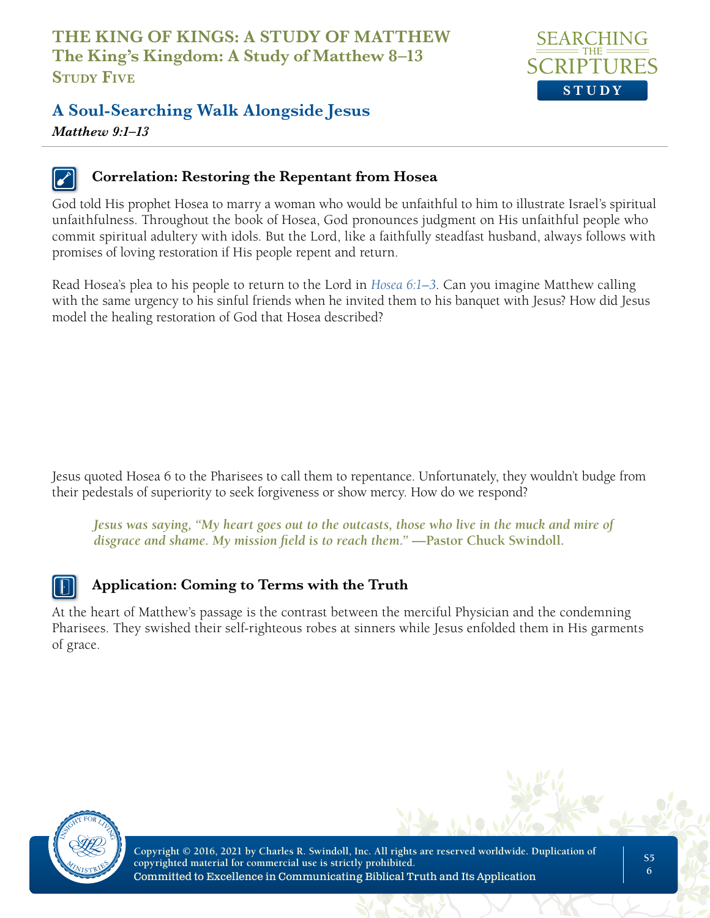### Correlation: Restoring the Repentant from Hosea

God told His prophet Hosea to marry a woman who would be unfaithful to him to illustrate Israel's spiritual unfaithfulness. Throughout the book of Hosea, God pronounces judgment on His unfaithful people who commit spiritual adultery with idols. But the Lord, like a faithfully steadfast husband, always follows with promises of loving restoration if His people repent and return.

Read Hosea's plea to his people to return to the Lord in *Hosea 6:1–3*. Can you imagine Matthew calling with the same urgency to his sinful friends when he invited them to his banquet with Jesus? How did Jesus model the healing restoration of God that Hosea described?

Jesus quoted Hosea 6 to the Pharisees to call them to repentance. Unfortunately, they wouldn't budge from their pedestals of superiority to seek forgiveness or show mercy. How do we respond?

> *Jesus was saying, "My heart goes out to the outcasts, those who live in the muck and mire of disgrace and shame. My mission field is to reach them."* **—Pastor Chuck Swindoll.**

### Application: Coming to Terms with the Truth

At the heart of Matthew's passage is the contrast between the merciful Physician and the condemning Pharisees. They swished their self-righteous robes at sinners while Jesus enfolded them in His garments of grace.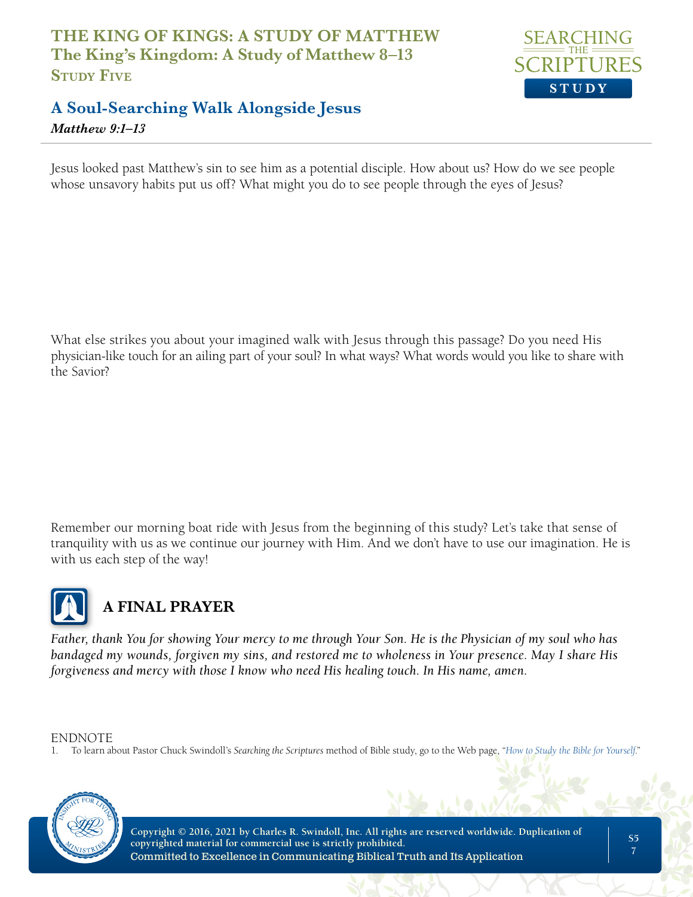# THE KING OF KINGS: A STUDY OF MATTHEW
## The King's Kingdom: A Study of Matthew 8–13
### Study Five

## A Soul-Searching Walk Alongside Jesus
*Matthew 9:1–13*

Jesus looked past Matthew's sin to see him as a potential disciple. How about us? How do we see people whose unsavory habits put us off? What might you do to see people through the eyes of Jesus?

What else strikes you about your imagined walk with Jesus through this passage? Do you need His physician-like touch for an ailing part of your soul? In what ways? What words would you like to share with the Savior?

Remember our morning boat ride with Jesus from the beginning of this study? Let's take that sense of tranquility with us as we continue our journey with Him. And we don't have to use our imagination. He is with us each step of the way!

## A FINAL PRAYER

*Father, thank You for showing Your mercy to me through Your Son. He is the Physician of my soul who has bandaged my wounds, forgiven my sins, and restored me to wholeness in Your presence. May I share His forgiveness and mercy with those I know who need His healing touch. In His name, amen.*

ENDNOTE

1. To learn about Pastor Chuck Swindoll's *Searching the Scriptures* method of Bible study, go to the Web page, "*How to Study the Bible for Yourself*."

Copyright © 2016, 2021 by Charles R. Swindoll, Inc. All rights are reserved worldwide. Duplication of copyrighted material for commercial use is strictly prohibited.
Committed to Excellence in Communicating Biblical Truth and Its Application